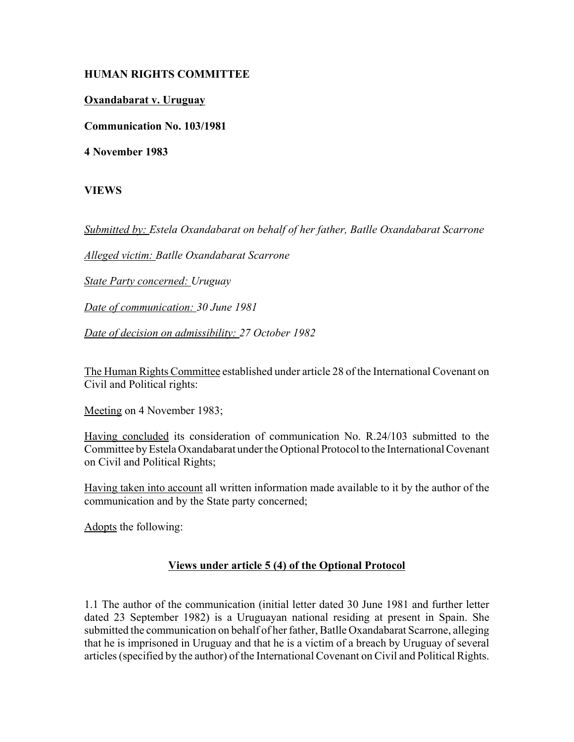**HUMAN RIGHTS COMMITTEE**

**Oxandabarat v. Uruguay**

**Communication No. 103/1981**

**4 November 1983**

**VIEWS**

*Submitted by: Estela Oxandabarat on behalf of her father, Batlle Oxandabarat Scarrone*

*Alleged victim: Batlle Oxandabarat Scarrone*

*State Party concerned: Uruguay*

*Date of communication: 30 June 1981*

*Date of decision on admissibility: 27 October 1982*

The Human Rights Committee established under article 28 of the International Covenant on Civil and Political rights:

Meeting on 4 November 1983;

Having concluded its consideration of communication No. R.24/103 submitted to the Committee by Estela Oxandabarat under the Optional Protocol to the International Covenant on Civil and Political Rights;

Having taken into account all written information made available to it by the author of the communication and by the State party concerned;

Adopts the following:

## Views under article 5 (4) of the Optional Protocol

1.1 The author of the communication (initial letter dated 30 June 1981 and further letter dated 23 September 1982) is a Uruguayan national residing at present in Spain. She submitted the communication on behalf of her father, Batlle Oxandabarat Scarrone, alleging that he is imprisoned in Uruguay and that he is a victim of a breach by Uruguay of several articles (specified by the author) of the International Covenant on Civil and Political Rights.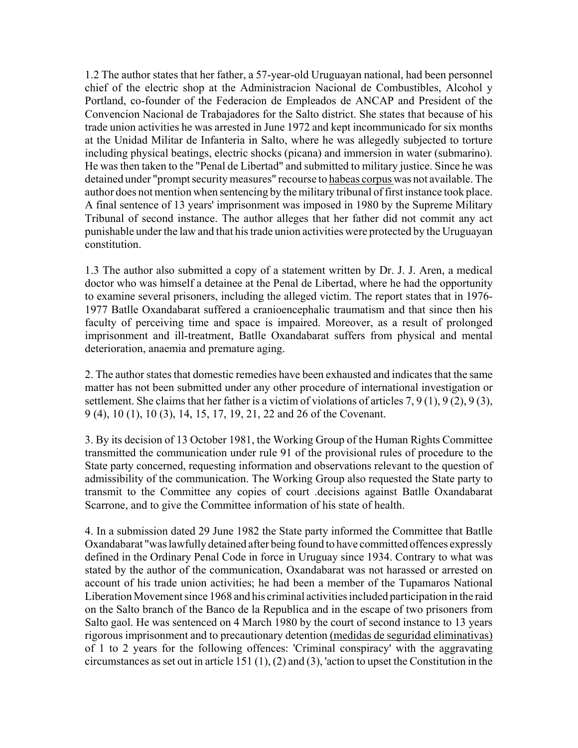1.2 The author states that her father, a 57-year-old Uruguayan national, had been personnel chief of the electric shop at the Administracion Nacional de Combustibles, Alcohol y Portland, co-founder of the Federacion de Empleados de ANCAP and President of the Convencion Nacional de Trabajadores for the Salto district. She states that because of his trade union activities he was arrested in June 1972 and kept incommunicado for six months at the Unidad Militar de Infanteria in Salto, where he was allegedly subjected to torture including physical beatings, electric shocks (picana) and immersion in water (submarino). He was then taken to the "Penal de Libertad" and submitted to military justice. Since he was detained under "prompt security measures" recourse to habeas corpus was not available. The author does not mention when sentencing by the military tribunal of first instance took place. A final sentence of 13 years' imprisonment was imposed in 1980 by the Supreme Military Tribunal of second instance. The author alleges that her father did not commit any act punishable under the law and that his trade union activities were protected by the Uruguayan constitution.

1.3 The author also submitted a copy of a statement written by Dr. J. J. Aren, a medical doctor who was himself a detainee at the Penal de Libertad, where he had the opportunity to examine several prisoners, including the alleged victim. The report states that in 1976-1977 Batlle Oxandabarat suffered a cranioencephalic traumatism and that since then his faculty of perceiving time and space is impaired. Moreover, as a result of prolonged imprisonment and ill-treatment, Batlle Oxandabarat suffers from physical and mental deterioration, anaemia and premature aging.

2. The author states that domestic remedies have been exhausted and indicates that the same matter has not been submitted under any other procedure of international investigation or settlement. She claims that her father is a victim of violations of articles 7, 9 (1), 9 (2), 9 (3), 9 (4), 10 (1), 10 (3), 14, 15, 17, 19, 21, 22 and 26 of the Covenant.

3. By its decision of 13 October 1981, the Working Group of the Human Rights Committee transmitted the communication under rule 91 of the provisional rules of procedure to the State party concerned, requesting information and observations relevant to the question of admissibility of the communication. The Working Group also requested the State party to transmit to the Committee any copies of court .decisions against Batlle Oxandabarat Scarrone, and to give the Committee information of his state of health.

4. In a submission dated 29 June 1982 the State party informed the Committee that Batlle Oxandabarat "was lawfully detained after being found to have committed offences expressly defined in the Ordinary Penal Code in force in Uruguay since 1934. Contrary to what was stated by the author of the communication, Oxandabarat was not harassed or arrested on account of his trade union activities; he had been a member of the Tupamaros National Liberation Movement since 1968 and his criminal activities included participation in the raid on the Salto branch of the Banco de la Republica and in the escape of two prisoners from Salto gaol. He was sentenced on 4 March 1980 by the court of second instance to 13 years rigorous imprisonment and to precautionary detention (medidas de seguridad eliminativas) of 1 to 2 years for the following offences: 'Criminal conspiracy' with the aggravating circumstances as set out in article 151 (1), (2) and (3), 'action to upset the Constitution in the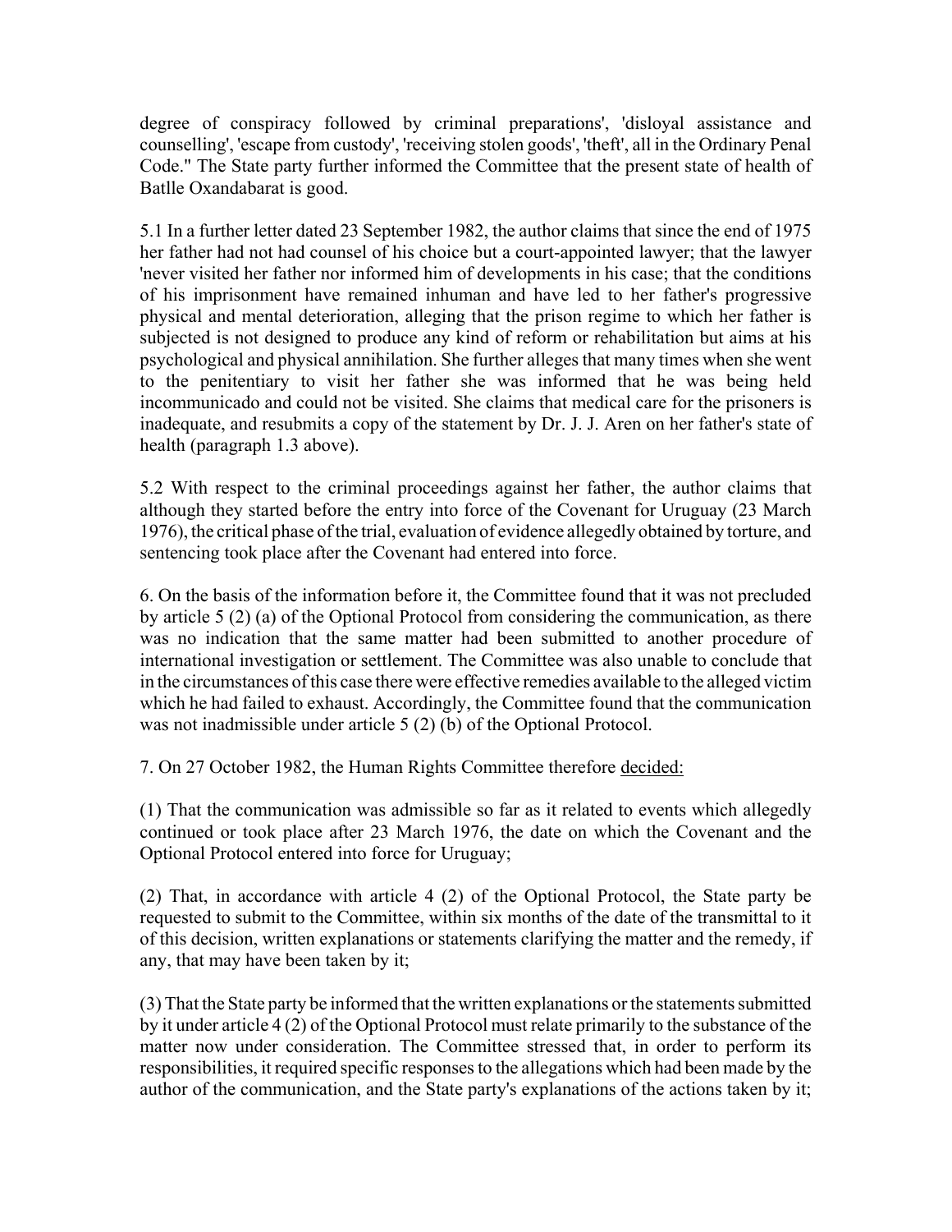degree of conspiracy followed by criminal preparations', 'disloyal assistance and counselling', 'escape from custody', 'receiving stolen goods', 'theft', all in the Ordinary Penal Code." The State party further informed the Committee that the present state of health of Batlle Oxandabarat is good.

5.1 In a further letter dated 23 September 1982, the author claims that since the end of 1975 her father had not had counsel of his choice but a court-appointed lawyer; that the lawyer 'never visited her father nor informed him of developments in his case; that the conditions of his imprisonment have remained inhuman and have led to her father's progressive physical and mental deterioration, alleging that the prison regime to which her father is subjected is not designed to produce any kind of reform or rehabilitation but aims at his psychological and physical annihilation. She further alleges that many times when she went to the penitentiary to visit her father she was informed that he was being held incommunicado and could not be visited. She claims that medical care for the prisoners is inadequate, and resubmits a copy of the statement by Dr. J. J. Aren on her father's state of health (paragraph 1.3 above).

5.2 With respect to the criminal proceedings against her father, the author claims that although they started before the entry into force of the Covenant for Uruguay (23 March 1976), the critical phase of the trial, evaluation of evidence allegedly obtained by torture, and sentencing took place after the Covenant had entered into force.

6. On the basis of the information before it, the Committee found that it was not precluded by article 5 (2) (a) of the Optional Protocol from considering the communication, as there was no indication that the same matter had been submitted to another procedure of international investigation or settlement. The Committee was also unable to conclude that in the circumstances of this case there were effective remedies available to the alleged victim which he had failed to exhaust. Accordingly, the Committee found that the communication was not inadmissible under article 5 (2) (b) of the Optional Protocol.

7. On 27 October 1982, the Human Rights Committee therefore <u>decided:</u>

(1) That the communication was admissible so far as it related to events which allegedly continued or took place after 23 March 1976, the date on which the Covenant and the Optional Protocol entered into force for Uruguay;

(2) That, in accordance with article 4 (2) of the Optional Protocol, the State party be requested to submit to the Committee, within six months of the date of the transmittal to it of this decision, written explanations or statements clarifying the matter and the remedy, if any, that may have been taken by it;

(3) That the State party be informed that the written explanations or the statements submitted by it under article 4 (2) of the Optional Protocol must relate primarily to the substance of the matter now under consideration. The Committee stressed that, in order to perform its responsibilities, it required specific responses to the allegations which had been made by the author of the communication, and the State party's explanations of the actions taken by it;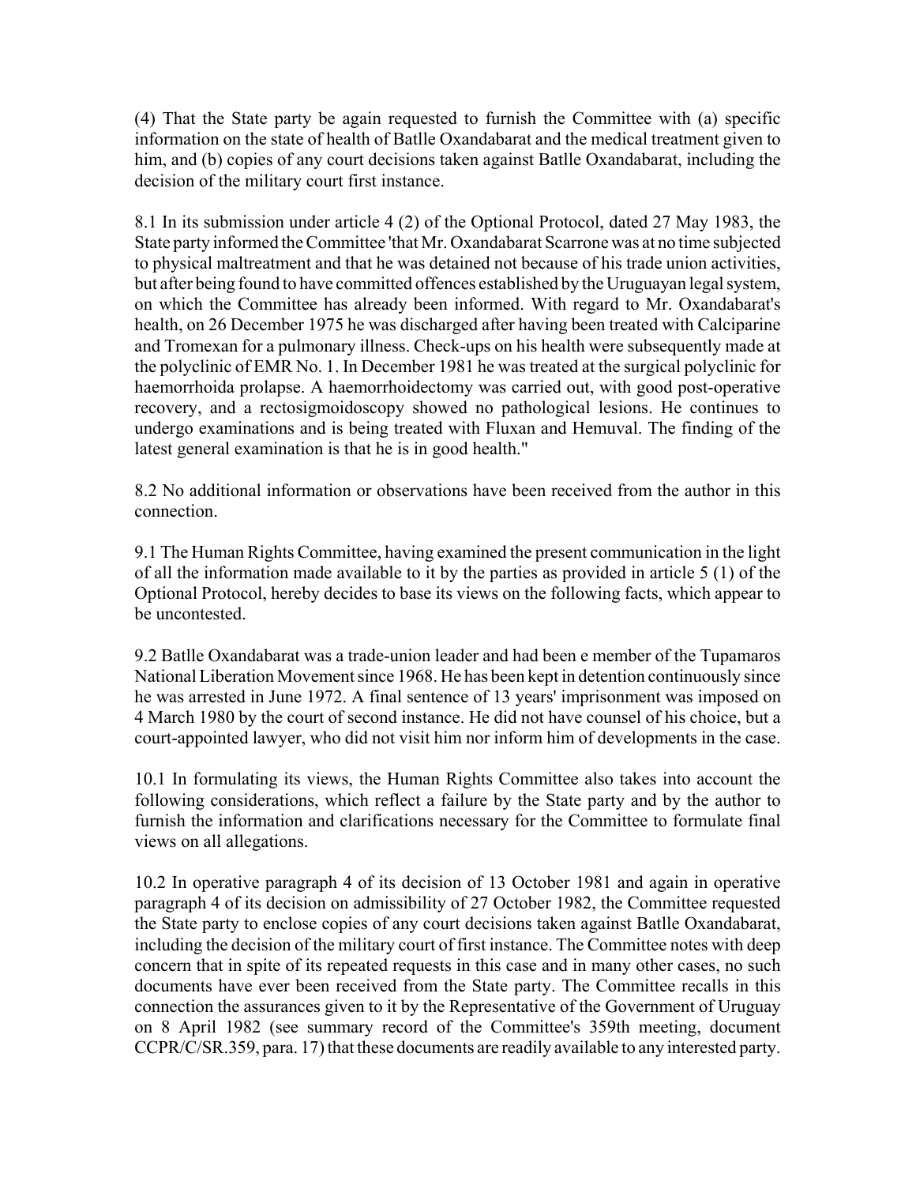(4) That the State party be again requested to furnish the Committee with (a) specific information on the state of health of Batlle Oxandabarat and the medical treatment given to him, and (b) copies of any court decisions taken against Batlle Oxandabarat, including the decision of the military court first instance.

8.1 In its submission under article 4 (2) of the Optional Protocol, dated 27 May 1983, the State party informed the Committee 'that Mr. Oxandabarat Scarrone was at no time subjected to physical maltreatment and that he was detained not because of his trade union activities, but after being found to have committed offences established by the Uruguayan legal system, on which the Committee has already been informed. With regard to Mr. Oxandabarat's health, on 26 December 1975 he was discharged after having been treated with Calciparine and Tromexan for a pulmonary illness. Check-ups on his health were subsequently made at the polyclinic of EMR No. 1. In December 1981 he was treated at the surgical polyclinic for haemorrhoida prolapse. A haemorrhoidectomy was carried out, with good post-operative recovery, and a rectosigmoidoscopy showed no pathological lesions. He continues to undergo examinations and is being treated with Fluxan and Hemuval. The finding of the latest general examination is that he is in good health."

8.2 No additional information or observations have been received from the author in this connection.

9.1 The Human Rights Committee, having examined the present communication in the light of all the information made available to it by the parties as provided in article 5 (1) of the Optional Protocol, hereby decides to base its views on the following facts, which appear to be uncontested.

9.2 Batlle Oxandabarat was a trade-union leader and had been e member of the Tupamaros National Liberation Movement since 1968. He has been kept in detention continuously since he was arrested in June 1972. A final sentence of 13 years' imprisonment was imposed on 4 March 1980 by the court of second instance. He did not have counsel of his choice, but a court-appointed lawyer, who did not visit him nor inform him of developments in the case.

10.1 In formulating its views, the Human Rights Committee also takes into account the following considerations, which reflect a failure by the State party and by the author to furnish the information and clarifications necessary for the Committee to formulate final views on all allegations.

10.2 In operative paragraph 4 of its decision of 13 October 1981 and again in operative paragraph 4 of its decision on admissibility of 27 October 1982, the Committee requested the State party to enclose copies of any court decisions taken against Batlle Oxandabarat, including the decision of the military court of first instance. The Committee notes with deep concern that in spite of its repeated requests in this case and in many other cases, no such documents have ever been received from the State party. The Committee recalls in this connection the assurances given to it by the Representative of the Government of Uruguay on 8 April 1982 (see summary record of the Committee's 359th meeting, document CCPR/C/SR.359, para. 17) that these documents are readily available to any interested party.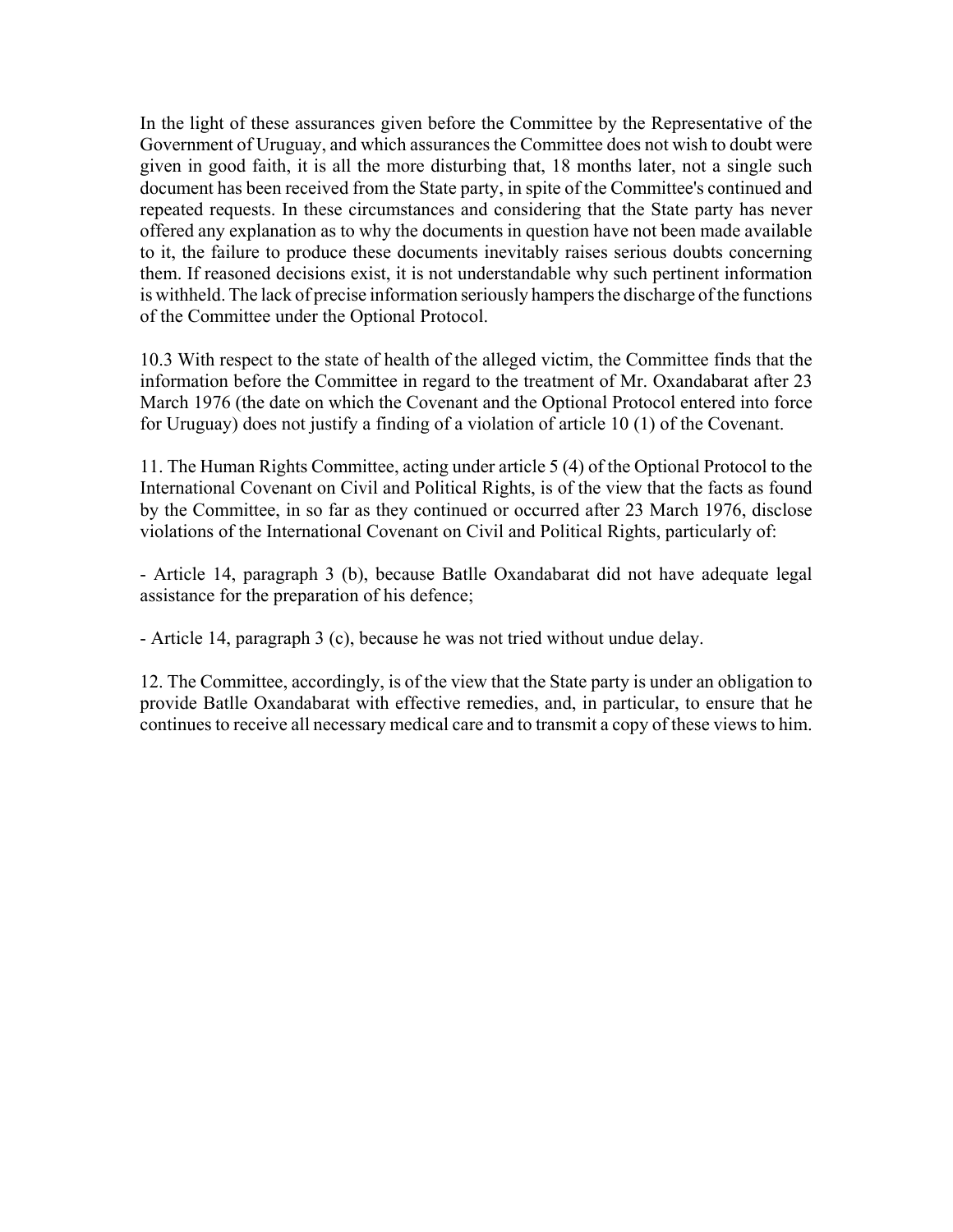In the light of these assurances given before the Committee by the Representative of the Government of Uruguay, and which assurances the Committee does not wish to doubt were given in good faith, it is all the more disturbing that, 18 months later, not a single such document has been received from the State party, in spite of the Committee's continued and repeated requests. In these circumstances and considering that the State party has never offered any explanation as to why the documents in question have not been made available to it, the failure to produce these documents inevitably raises serious doubts concerning them. If reasoned decisions exist, it is not understandable why such pertinent information is withheld. The lack of precise information seriously hampers the discharge of the functions of the Committee under the Optional Protocol.

10.3 With respect to the state of health of the alleged victim, the Committee finds that the information before the Committee in regard to the treatment of Mr. Oxandabarat after 23 March 1976 (the date on which the Covenant and the Optional Protocol entered into force for Uruguay) does not justify a finding of a violation of article 10 (1) of the Covenant.

11. The Human Rights Committee, acting under article 5 (4) of the Optional Protocol to the International Covenant on Civil and Political Rights, is of the view that the facts as found by the Committee, in so far as they continued or occurred after 23 March 1976, disclose violations of the International Covenant on Civil and Political Rights, particularly of:

- Article 14, paragraph 3 (b), because Batlle Oxandabarat did not have adequate legal assistance for the preparation of his defence;

- Article 14, paragraph 3 (c), because he was not tried without undue delay.

12. The Committee, accordingly, is of the view that the State party is under an obligation to provide Batlle Oxandabarat with effective remedies, and, in particular, to ensure that he continues to receive all necessary medical care and to transmit a copy of these views to him.